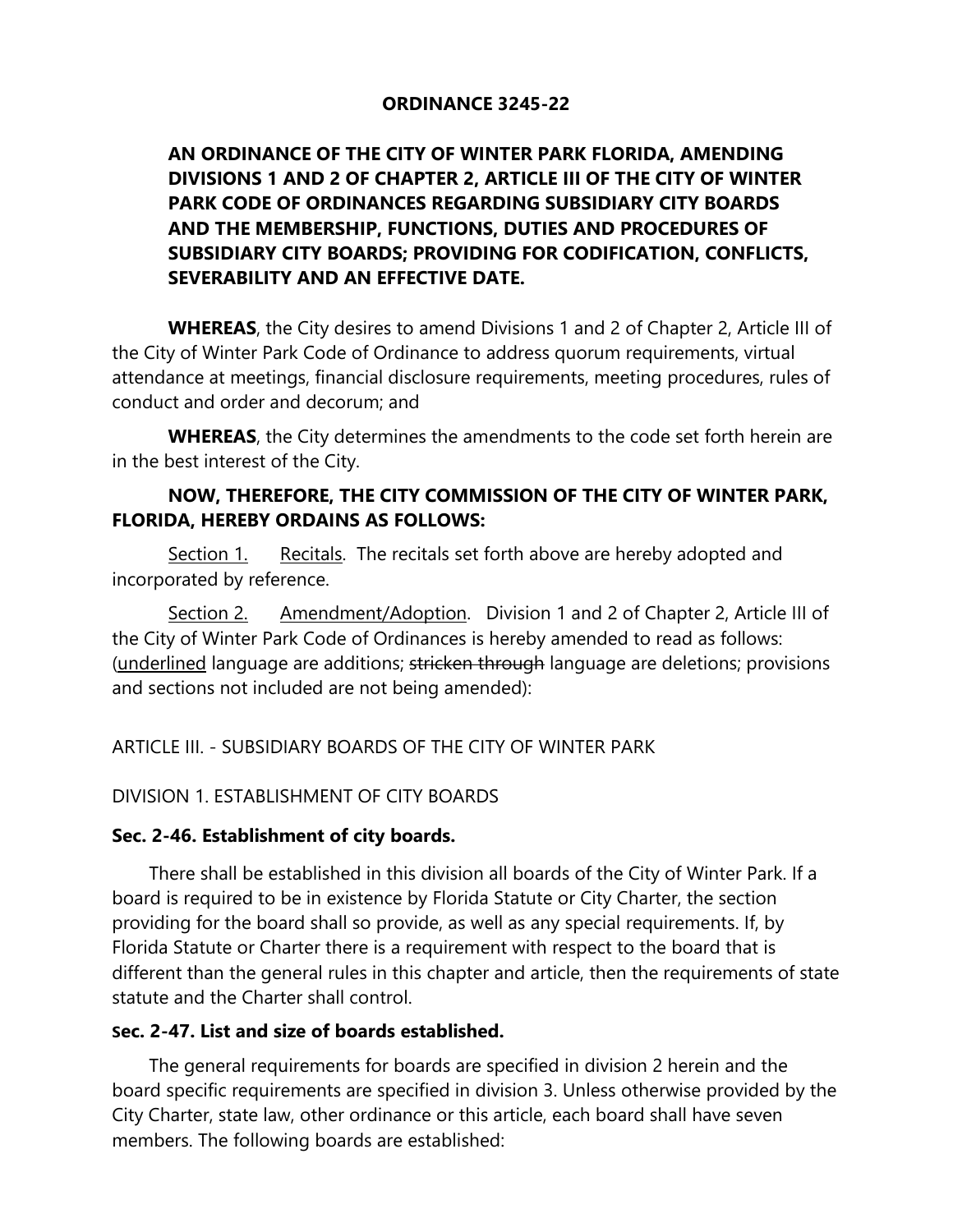# ORDINANCE 3245-22

**AN ORDINANCE OF THE CITY OF WINTER PARK FLORIDA, AMENDING DIVISIONS 1 AND 2 OF CHAPTER 2, ARTICLE III OF THE CITY OF WINTER PARK CODE OF ORDINANCES REGARDING SUBSIDIARY CITY BOARDS AND THE MEMBERSHIP, FUNCTIONS, DUTIES AND PROCEDURES OF SUBSIDIARY CITY BOARDS; PROVIDING FOR CODIFICATION, CONFLICTS, SEVERABILITY AND AN EFFECTIVE DATE.**

**WHEREAS**, the City desires to amend Divisions 1 and 2 of Chapter 2, Article III of the City of Winter Park Code of Ordinance to address quorum requirements, virtual attendance at meetings, financial disclosure requirements, meeting procedures, rules of conduct and order and decorum; and

**WHEREAS**, the City determines the amendments to the code set forth herein are in the best interest of the City.

**NOW, THEREFORE, THE CITY COMMISSION OF THE CITY OF WINTER PARK, FLORIDA, HEREBY ORDAINS AS FOLLOWS:**

<u>Section 1.</u> <u>Recitals</u>. The recitals set forth above are hereby adopted and incorporated by reference.

<u>Section 2.</u> <u>Amendment/Adoption</u>. Division 1 and 2 of Chapter 2, Article III of the City of Winter Park Code of Ordinances is hereby amended to read as follows: (<u>underlined</u> language are additions; ~~stricken through~~ language are deletions; provisions and sections not included are not being amended):

ARTICLE III. - SUBSIDIARY BOARDS OF THE CITY OF WINTER PARK

DIVISION 1. ESTABLISHMENT OF CITY BOARDS

**Sec. 2-46. Establishment of city boards.**

There shall be established in this division all boards of the City of Winter Park. If a board is required to be in existence by Florida Statute or City Charter, the section providing for the board shall so provide, as well as any special requirements. If, by Florida Statute or Charter there is a requirement with respect to the board that is different than the general rules in this chapter and article, then the requirements of state statute and the Charter shall control.

**Sec. 2-47. List and size of boards established.**

The general requirements for boards are specified in division 2 herein and the board specific requirements are specified in division 3. Unless otherwise provided by the City Charter, state law, other ordinance or this article, each board shall have seven members. The following boards are established: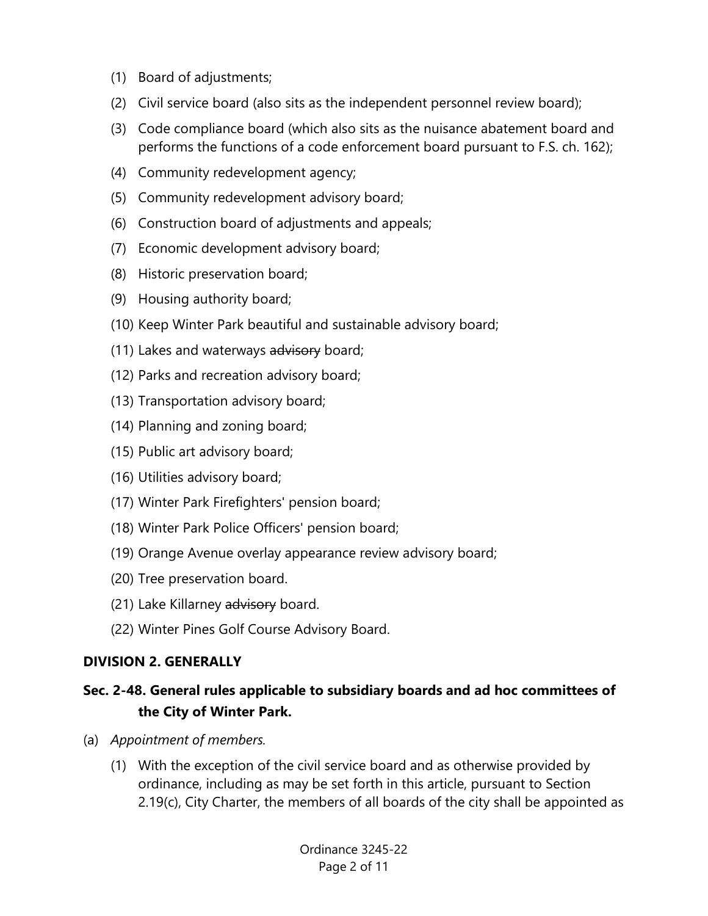(1) Board of adjustments;

(2) Civil service board (also sits as the independent personnel review board);

(3) Code compliance board (which also sits as the nuisance abatement board and performs the functions of a code enforcement board pursuant to F.S. ch. 162);

(4) Community redevelopment agency;

(5) Community redevelopment advisory board;

(6) Construction board of adjustments and appeals;

(7) Economic development advisory board;

(8) Historic preservation board;

(9) Housing authority board;

(10) Keep Winter Park beautiful and sustainable advisory board;

(11) Lakes and waterways ~~advisory~~ board;

(12) Parks and recreation advisory board;

(13) Transportation advisory board;

(14) Planning and zoning board;

(15) Public art advisory board;

(16) Utilities advisory board;

(17) Winter Park Firefighters' pension board;

(18) Winter Park Police Officers' pension board;

(19) Orange Avenue overlay appearance review advisory board;

(20) Tree preservation board.

(21) Lake Killarney ~~advisory~~ board.

(22) Winter Pines Golf Course Advisory Board.

## DIVISION 2. GENERALLY

### Sec. 2-48. General rules applicable to subsidiary boards and ad hoc committees of the City of Winter Park.

(a) *Appointment of members.*

(1) With the exception of the civil service board and as otherwise provided by ordinance, including as may be set forth in this article, pursuant to Section 2.19(c), City Charter, the members of all boards of the city shall be appointed as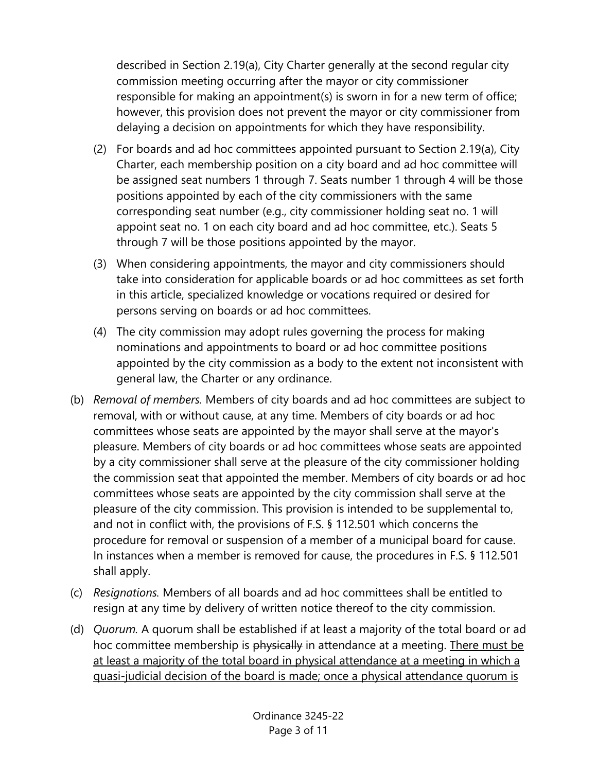described in Section 2.19(a), City Charter generally at the second regular city commission meeting occurring after the mayor or city commissioner responsible for making an appointment(s) is sworn in for a new term of office; however, this provision does not prevent the mayor or city commissioner from delaying a decision on appointments for which they have responsibility.

(2) For boards and ad hoc committees appointed pursuant to Section 2.19(a), City Charter, each membership position on a city board and ad hoc committee will be assigned seat numbers 1 through 7. Seats number 1 through 4 will be those positions appointed by each of the city commissioners with the same corresponding seat number (e.g., city commissioner holding seat no. 1 will appoint seat no. 1 on each city board and ad hoc committee, etc.). Seats 5 through 7 will be those positions appointed by the mayor.

(3) When considering appointments, the mayor and city commissioners should take into consideration for applicable boards or ad hoc committees as set forth in this article, specialized knowledge or vocations required or desired for persons serving on boards or ad hoc committees.

(4) The city commission may adopt rules governing the process for making nominations and appointments to board or ad hoc committee positions appointed by the city commission as a body to the extent not inconsistent with general law, the Charter or any ordinance.

(b) *Removal of members.* Members of city boards and ad hoc committees are subject to removal, with or without cause, at any time. Members of city boards or ad hoc committees whose seats are appointed by the mayor shall serve at the mayor's pleasure. Members of city boards or ad hoc committees whose seats are appointed by a city commissioner shall serve at the pleasure of the city commissioner holding the commission seat that appointed the member. Members of city boards or ad hoc committees whose seats are appointed by the city commission shall serve at the pleasure of the city commission. This provision is intended to be supplemental to, and not in conflict with, the provisions of F.S. § 112.501 which concerns the procedure for removal or suspension of a member of a municipal board for cause. In instances when a member is removed for cause, the procedures in F.S. § 112.501 shall apply.

(c) *Resignations.* Members of all boards and ad hoc committees shall be entitled to resign at any time by delivery of written notice thereof to the city commission.

(d) *Quorum.* A quorum shall be established if at least a majority of the total board or ad hoc committee membership is ~~physically~~ in attendance at a meeting. <u>There must be at least a majority of the total board in physical attendance at a meeting in which a quasi-judicial decision of the board is made; once a physical attendance quorum is</u>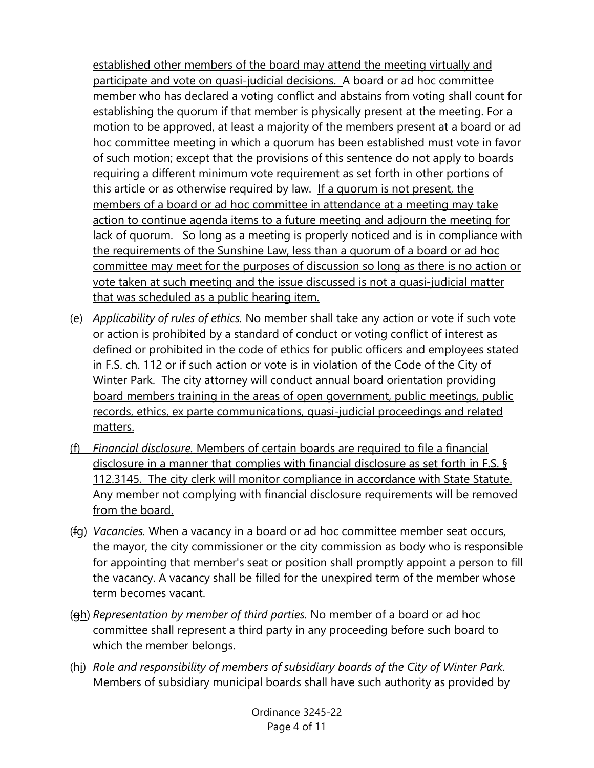established other members of the board may attend the meeting virtually and participate and vote on quasi-judicial decisions. A board or ad hoc committee member who has declared a voting conflict and abstains from voting shall count for establishing the quorum if that member is ~~physically~~ present at the meeting. For a motion to be approved, at least a majority of the members present at a board or ad hoc committee meeting in which a quorum has been established must vote in favor of such motion; except that the provisions of this sentence do not apply to boards requiring a different minimum vote requirement as set forth in other portions of this article or as otherwise required by law. If a quorum is not present, the members of a board or ad hoc committee in attendance at a meeting may take action to continue agenda items to a future meeting and adjourn the meeting for lack of quorum. So long as a meeting is properly noticed and is in compliance with the requirements of the Sunshine Law, less than a quorum of a board or ad hoc committee may meet for the purposes of discussion so long as there is no action or vote taken at such meeting and the issue discussed is not a quasi-judicial matter that was scheduled as a public hearing item.

(e) *Applicability of rules of ethics.* No member shall take any action or vote if such vote or action is prohibited by a standard of conduct or voting conflict of interest as defined or prohibited in the code of ethics for public officers and employees stated in F.S. ch. 112 or if such action or vote is in violation of the Code of the City of Winter Park. The city attorney will conduct annual board orientation providing board members training in the areas of open government, public meetings, public records, ethics, ex parte communications, quasi-judicial proceedings and related matters.

(f) *Financial disclosure.* Members of certain boards are required to file a financial disclosure in a manner that complies with financial disclosure as set forth in F.S. § 112.3145. The city clerk will monitor compliance in accordance with State Statute. Any member not complying with financial disclosure requirements will be removed from the board.

(~~f~~g) *Vacancies.* When a vacancy in a board or ad hoc committee member seat occurs, the mayor, the city commissioner or the city commission as body who is responsible for appointing that member's seat or position shall promptly appoint a person to fill the vacancy. A vacancy shall be filled for the unexpired term of the member whose term becomes vacant.

(~~g~~h) *Representation by member of third parties.* No member of a board or ad hoc committee shall represent a third party in any proceeding before such board to which the member belongs.

(~~h~~i) *Role and responsibility of members of subsidiary boards of the City of Winter Park.* Members of subsidiary municipal boards shall have such authority as provided by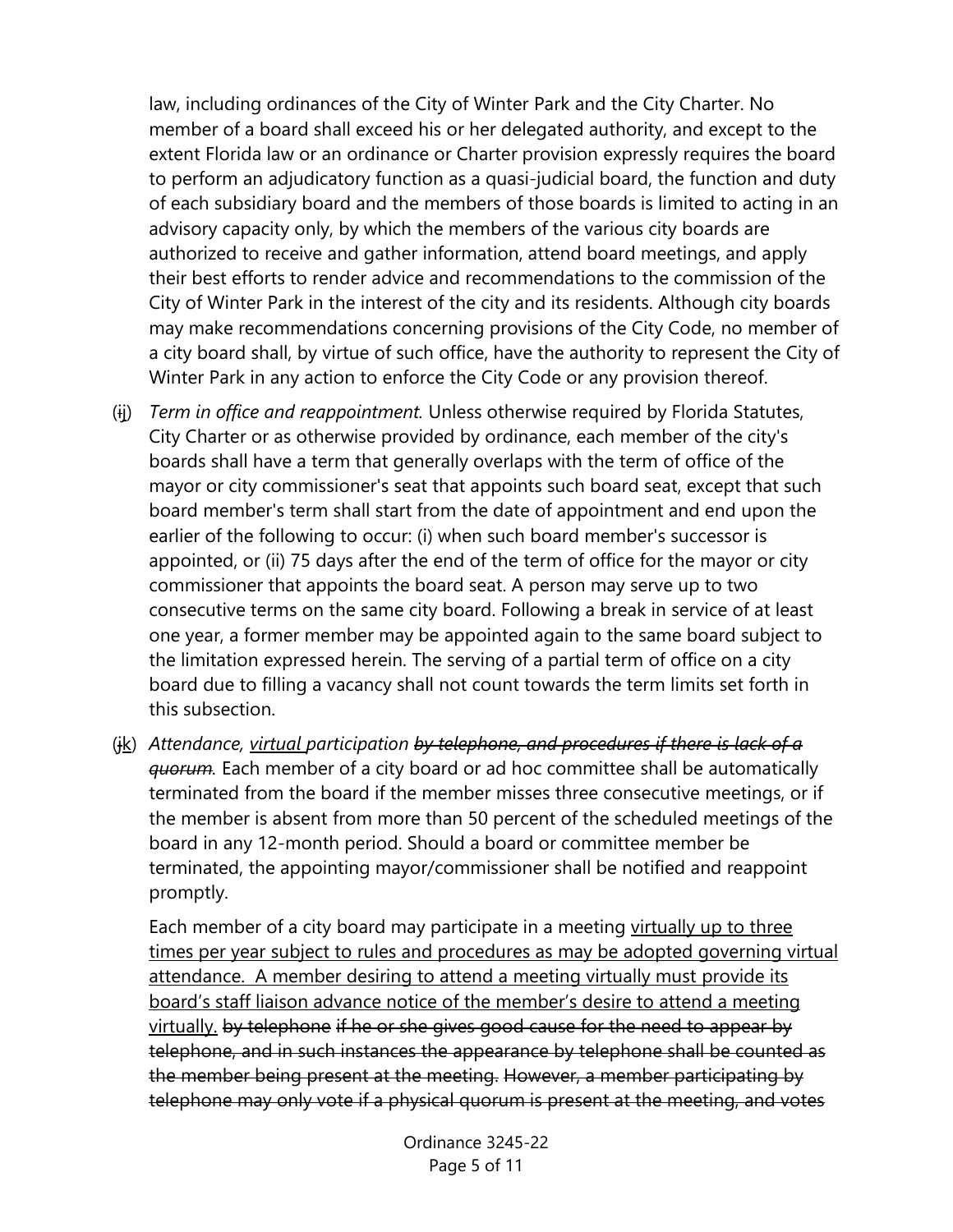law, including ordinances of the City of Winter Park and the City Charter. No member of a board shall exceed his or her delegated authority, and except to the extent Florida law or an ordinance or Charter provision expressly requires the board to perform an adjudicatory function as a quasi-judicial board, the function and duty of each subsidiary board and the members of those boards is limited to acting in an advisory capacity only, by which the members of the various city boards are authorized to receive and gather information, attend board meetings, and apply their best efforts to render advice and recommendations to the commission of the City of Winter Park in the interest of the city and its residents. Although city boards may make recommendations concerning provisions of the City Code, no member of a city board shall, by virtue of such office, have the authority to represent the City of Winter Park in any action to enforce the City Code or any provision thereof.

(~~i~~<u>j</u>) *Term in office and reappointment.* Unless otherwise required by Florida Statutes, City Charter or as otherwise provided by ordinance, each member of the city's boards shall have a term that generally overlaps with the term of office of the mayor or city commissioner's seat that appoints such board seat, except that such board member's term shall start from the date of appointment and end upon the earlier of the following to occur: (i) when such board member's successor is appointed, or (ii) 75 days after the end of the term of office for the mayor or city commissioner that appoints the board seat. A person may serve up to two consecutive terms on the same city board. Following a break in service of at least one year, a former member may be appointed again to the same board subject to the limitation expressed herein. The serving of a partial term of office on a city board due to filling a vacancy shall not count towards the term limits set forth in this subsection.

(~~j~~<u>k</u>) *Attendance, <u>virtual</u> participation ~~by telephone, and procedures if there is lack of a quorum~~.* Each member of a city board or ad hoc committee shall be automatically terminated from the board if the member misses three consecutive meetings, or if the member is absent from more than 50 percent of the scheduled meetings of the board in any 12-month period. Should a board or committee member be terminated, the appointing mayor/commissioner shall be notified and reappoint promptly.

Each member of a city board may participate in a meeting <u>virtually up to three times per year subject to rules and procedures as may be adopted governing virtual attendance. A member desiring to attend a meeting virtually must provide its board's staff liaison advance notice of the member's desire to attend a meeting virtually.</u> ~~by telephone if he or she gives good cause for the need to appear by telephone, and in such instances the appearance by telephone shall be counted as the member being present at the meeting. However, a member participating by telephone may only vote if a physical quorum is present at the meeting, and votes~~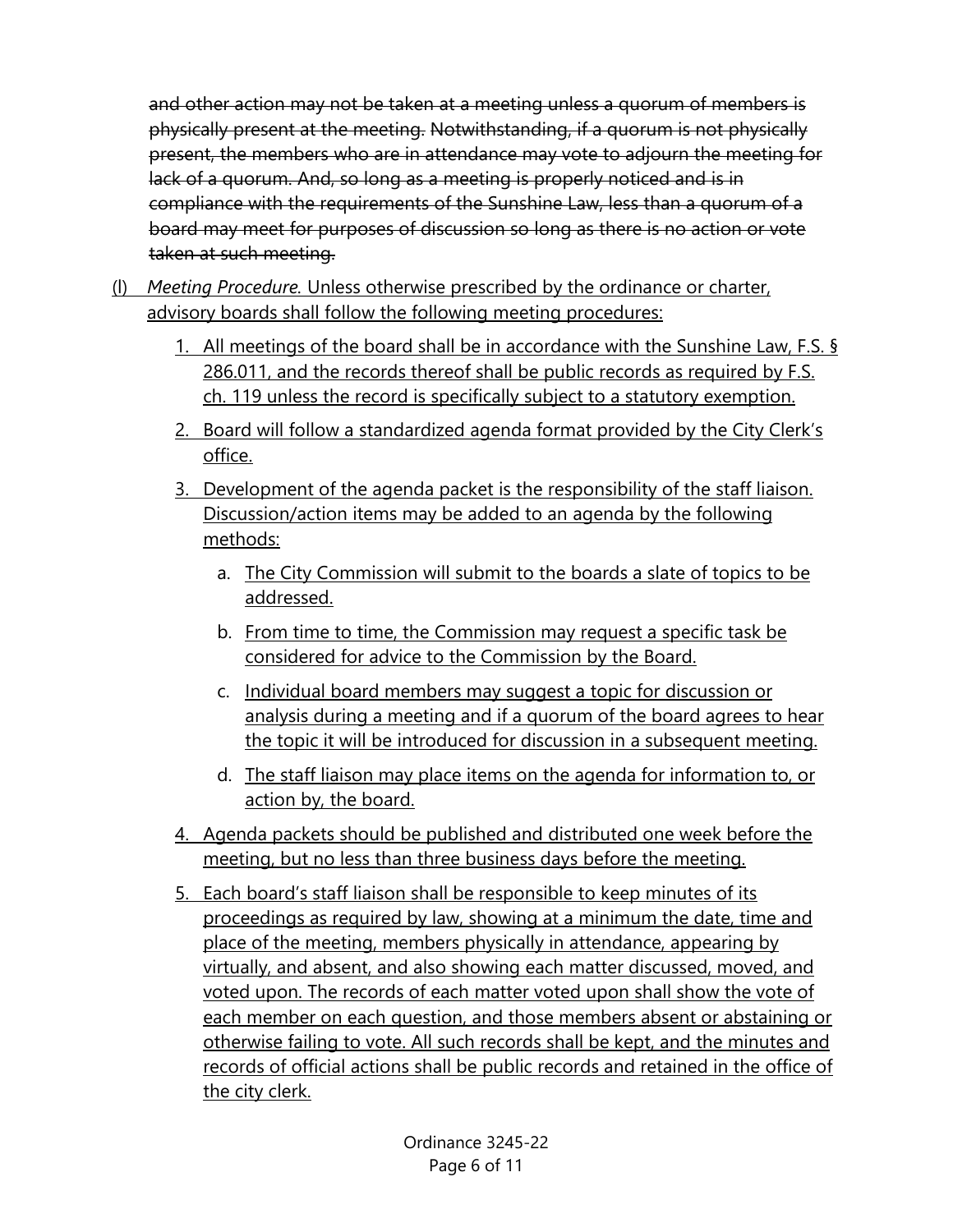~~and other action may not be taken at a meeting unless a quorum of members is physically present at the meeting. Notwithstanding, if a quorum is not physically present, the members who are in attendance may vote to adjourn the meeting for lack of a quorum. And, so long as a meeting is properly noticed and is in compliance with the requirements of the Sunshine Law, less than a quorum of a board may meet for purposes of discussion so long as there is no action or vote taken at such meeting.~~

<u>(l) *Meeting Procedure.* Unless otherwise prescribed by the ordinance or charter, advisory boards shall follow the following meeting procedures:</u>

1. <u>All meetings of the board shall be in accordance with the Sunshine Law, F.S. § 286.011, and the records thereof shall be public records as required by F.S. ch. 119 unless the record is specifically subject to a statutory exemption.</u>
2. <u>Board will follow a standardized agenda format provided by the City Clerk's office.</u>
3. <u>Development of the agenda packet is the responsibility of the staff liaison. Discussion/action items may be added to an agenda by the following methods:</u>
   a. <u>The City Commission will submit to the boards a slate of topics to be addressed.</u>
   b. <u>From time to time, the Commission may request a specific task be considered for advice to the Commission by the Board.</u>
   c. <u>Individual board members may suggest a topic for discussion or analysis during a meeting and if a quorum of the board agrees to hear the topic it will be introduced for discussion in a subsequent meeting.</u>
   d. <u>The staff liaison may place items on the agenda for information to, or action by, the board.</u>
4. <u>Agenda packets should be published and distributed one week before the meeting, but no less than three business days before the meeting.</u>
5. <u>Each board's staff liaison shall be responsible to keep minutes of its proceedings as required by law, showing at a minimum the date, time and place of the meeting, members physically in attendance, appearing by virtually, and absent, and also showing each matter discussed, moved, and voted upon. The records of each matter voted upon shall show the vote of each member on each question, and those members absent or abstaining or otherwise failing to vote. All such records shall be kept, and the minutes and records of official actions shall be public records and retained in the office of the city clerk.</u>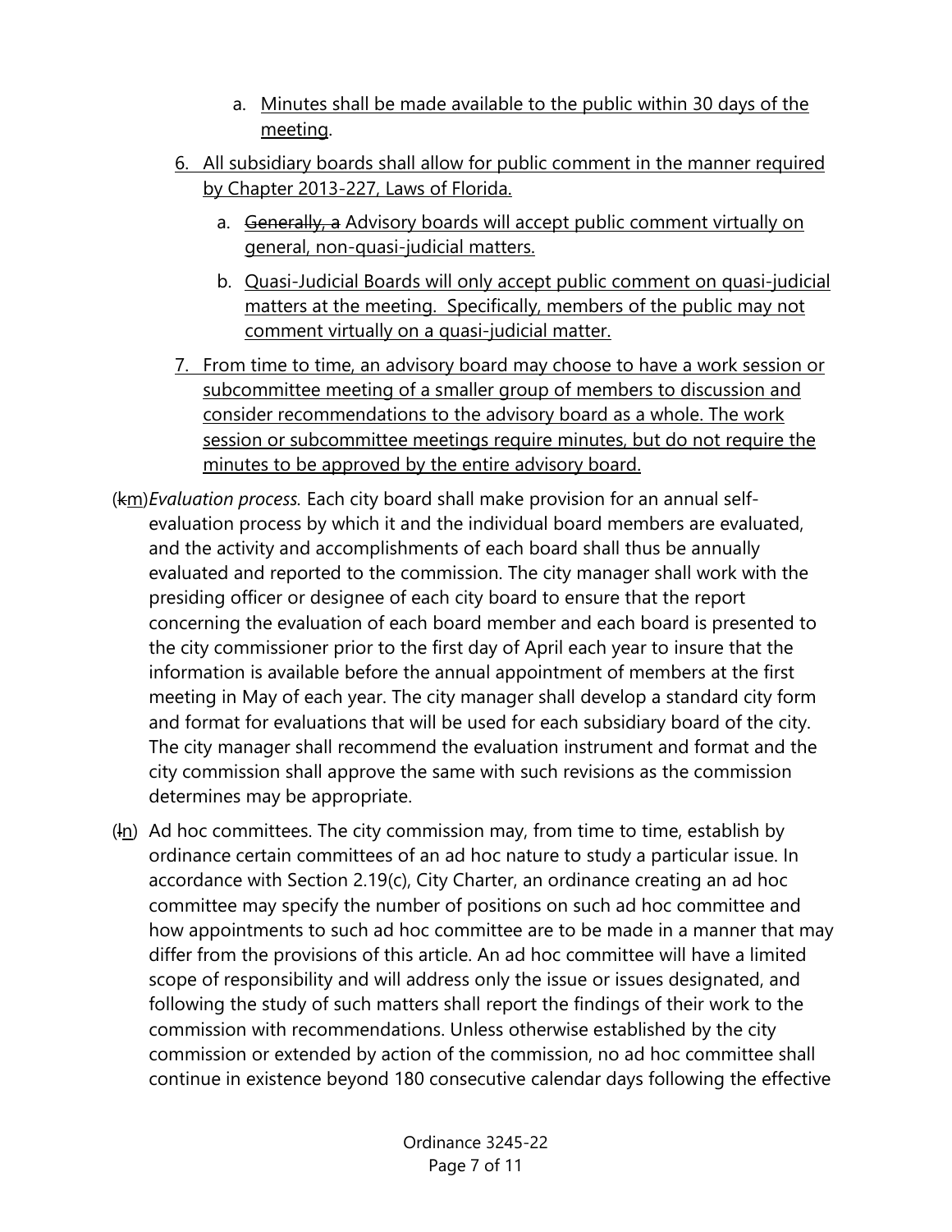a. Minutes shall be made available to the public within 30 days of the meeting.

6. All subsidiary boards shall allow for public comment in the manner required by Chapter 2013-227, Laws of Florida.

   a. ~~Generally, a~~ Advisory boards will accept public comment virtually on general, non-quasi-judicial matters.

   b. Quasi-Judicial Boards will only accept public comment on quasi-judicial matters at the meeting. Specifically, members of the public may not comment virtually on a quasi-judicial matter.

7. From time to time, an advisory board may choose to have a work session or subcommittee meeting of a smaller group of members to discussion and consider recommendations to the advisory board as a whole. The work session or subcommittee meetings require minutes, but do not require the minutes to be approved by the entire advisory board.

(~~k~~m) *Evaluation process.* Each city board shall make provision for an annual self-evaluation process by which it and the individual board members are evaluated, and the activity and accomplishments of each board shall thus be annually evaluated and reported to the commission. The city manager shall work with the presiding officer or designee of each city board to ensure that the report concerning the evaluation of each board member and each board is presented to the city commissioner prior to the first day of April each year to insure that the information is available before the annual appointment of members at the first meeting in May of each year. The city manager shall develop a standard city form and format for evaluations that will be used for each subsidiary board of the city. The city manager shall recommend the evaluation instrument and format and the city commission shall approve the same with such revisions as the commission determines may be appropriate.

(~~l~~n) Ad hoc committees. The city commission may, from time to time, establish by ordinance certain committees of an ad hoc nature to study a particular issue. In accordance with Section 2.19(c), City Charter, an ordinance creating an ad hoc committee may specify the number of positions on such ad hoc committee and how appointments to such ad hoc committee are to be made in a manner that may differ from the provisions of this article. An ad hoc committee will have a limited scope of responsibility and will address only the issue or issues designated, and following the study of such matters shall report the findings of their work to the commission with recommendations. Unless otherwise established by the city commission or extended by action of the commission, no ad hoc committee shall continue in existence beyond 180 consecutive calendar days following the effective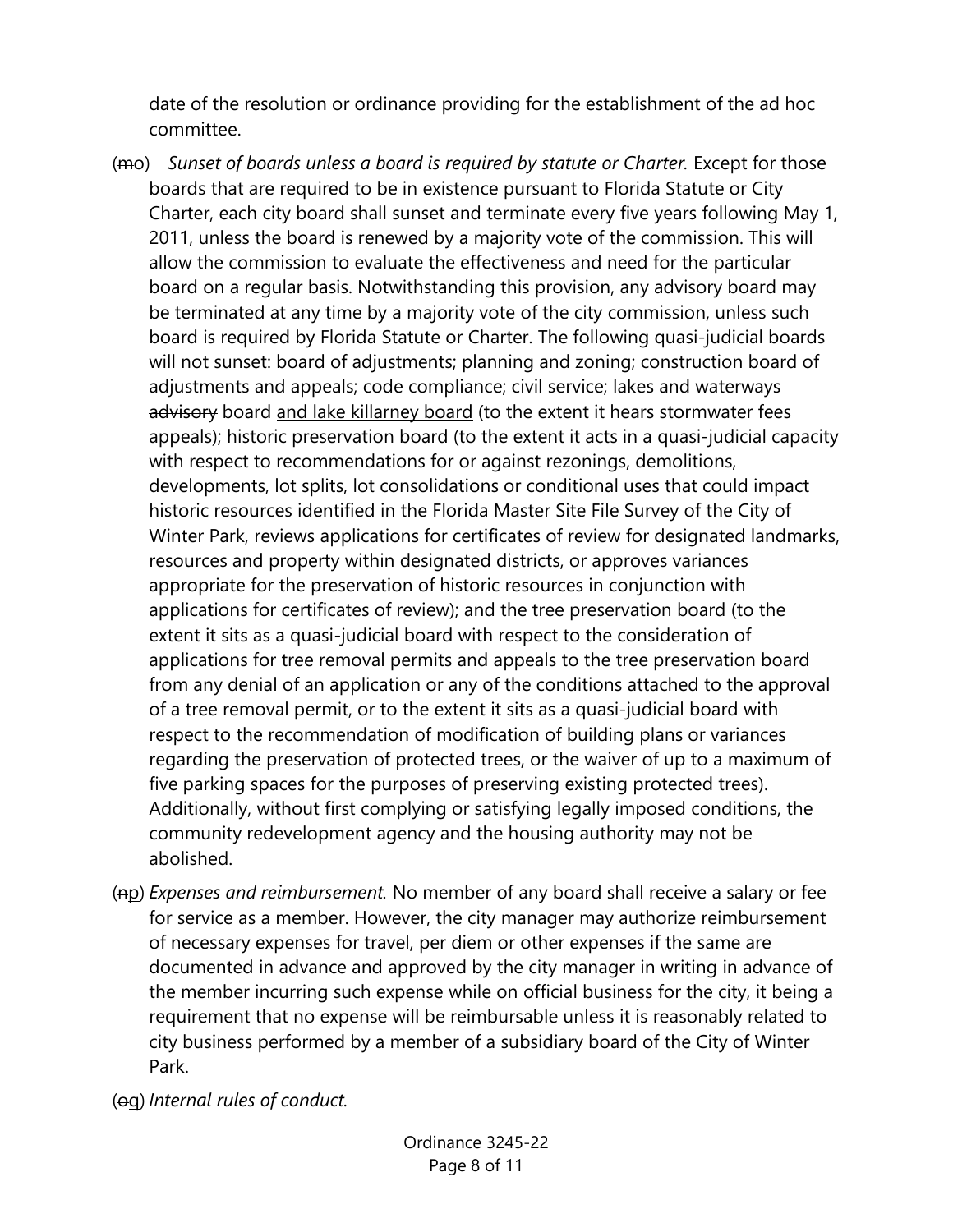date of the resolution or ordinance providing for the establishment of the ad hoc committee.

(~~m~~o) *Sunset of boards unless a board is required by statute or Charter.* Except for those boards that are required to be in existence pursuant to Florida Statute or City Charter, each city board shall sunset and terminate every five years following May 1, 2011, unless the board is renewed by a majority vote of the commission. This will allow the commission to evaluate the effectiveness and need for the particular board on a regular basis. Notwithstanding this provision, any advisory board may be terminated at any time by a majority vote of the city commission, unless such board is required by Florida Statute or Charter. The following quasi-judicial boards will not sunset: board of adjustments; planning and zoning; construction board of adjustments and appeals; code compliance; civil service; lakes and waterways ~~advisory~~ board and lake killarney board (to the extent it hears stormwater fees appeals); historic preservation board (to the extent it acts in a quasi-judicial capacity with respect to recommendations for or against rezonings, demolitions, developments, lot splits, lot consolidations or conditional uses that could impact historic resources identified in the Florida Master Site File Survey of the City of Winter Park, reviews applications for certificates of review for designated landmarks, resources and property within designated districts, or approves variances appropriate for the preservation of historic resources in conjunction with applications for certificates of review); and the tree preservation board (to the extent it sits as a quasi-judicial board with respect to the consideration of applications for tree removal permits and appeals to the tree preservation board from any denial of an application or any of the conditions attached to the approval of a tree removal permit, or to the extent it sits as a quasi-judicial board with respect to the recommendation of modification of building plans or variances regarding the preservation of protected trees, or the waiver of up to a maximum of five parking spaces for the purposes of preserving existing protected trees). Additionally, without first complying or satisfying legally imposed conditions, the community redevelopment agency and the housing authority may not be abolished.

(~~n~~p) *Expenses and reimbursement.* No member of any board shall receive a salary or fee for service as a member. However, the city manager may authorize reimbursement of necessary expenses for travel, per diem or other expenses if the same are documented in advance and approved by the city manager in writing in advance of the member incurring such expense while on official business for the city, it being a requirement that no expense will be reimbursable unless it is reasonably related to city business performed by a member of a subsidiary board of the City of Winter Park.

(~~o~~q) *Internal rules of conduct.*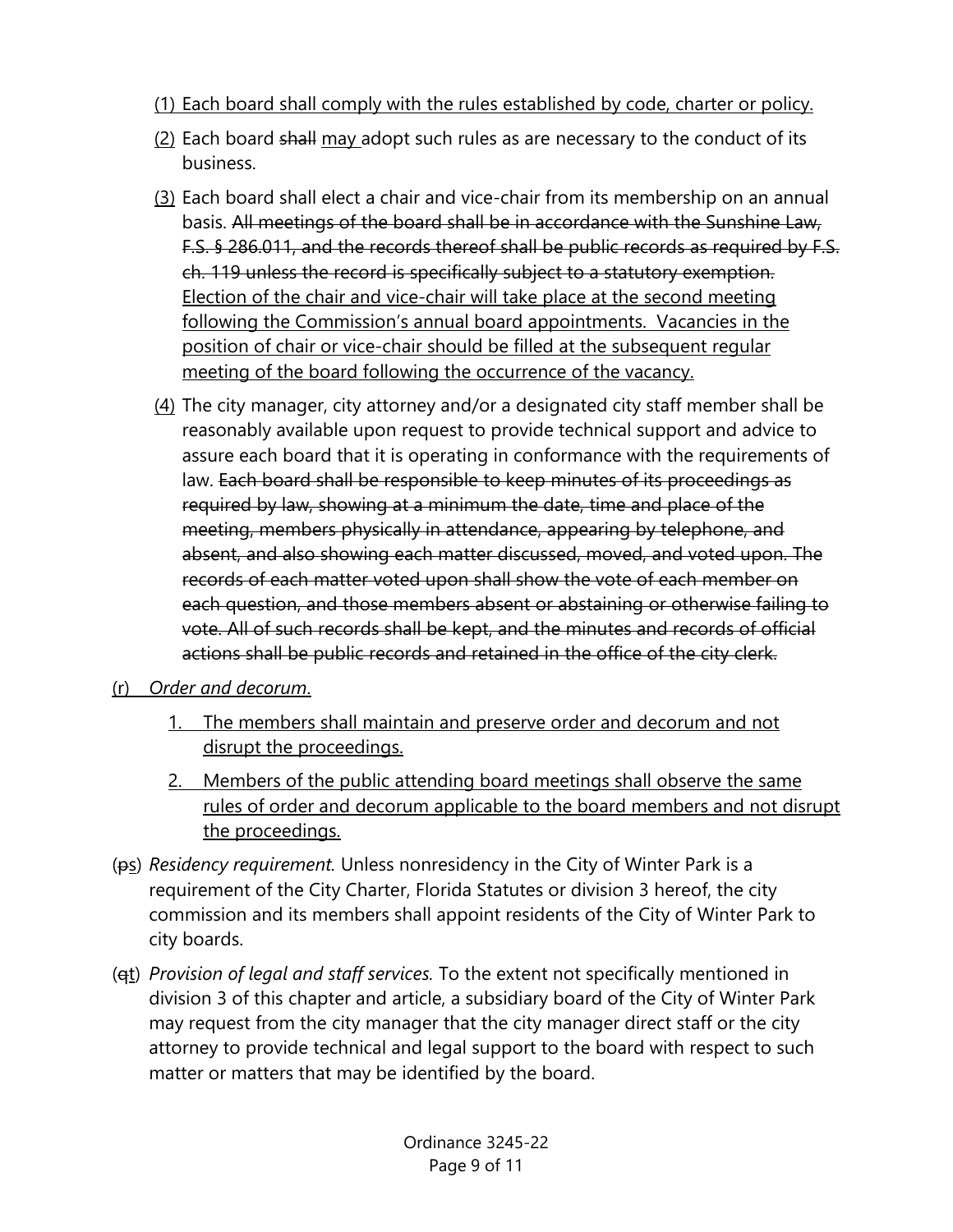<u>(1) Each board shall comply with the rules established by code, charter or policy.</u>

<u>(2)</u> Each board ~~shall~~ <u>may</u> adopt such rules as are necessary to the conduct of its business.

<u>(3)</u> Each board shall elect a chair and vice-chair from its membership on an annual basis. ~~All meetings of the board shall be in accordance with the Sunshine Law, F.S. § 286.011, and the records thereof shall be public records as required by F.S. ch. 119 unless the record is specifically subject to a statutory exemption.~~ <u>Election of the chair and vice-chair will take place at the second meeting following the Commission's annual board appointments. Vacancies in the position of chair or vice-chair should be filled at the subsequent regular meeting of the board following the occurrence of the vacancy.</u>

<u>(4)</u> The city manager, city attorney and/or a designated city staff member shall be reasonably available upon request to provide technical support and advice to assure each board that it is operating in conformance with the requirements of law. ~~Each board shall be responsible to keep minutes of its proceedings as required by law, showing at a minimum the date, time and place of the meeting, members physically in attendance, appearing by telephone, and absent, and also showing each matter discussed, moved, and voted upon. The records of each matter voted upon shall show the vote of each member on each question, and those members absent or abstaining or otherwise failing to vote. All of such records shall be kept, and the minutes and records of official actions shall be public records and retained in the office of the city clerk.~~

<u>(r) *Order and decorum*.</u>

1. <u>The members shall maintain and preserve order and decorum and not disrupt the proceedings.</u>
2. <u>Members of the public attending board meetings shall observe the same rules of order and decorum applicable to the board members and not disrupt the proceedings.</u>

(~~p~~<u>s</u>) *Residency requirement.* Unless nonresidency in the City of Winter Park is a requirement of the City Charter, Florida Statutes or division 3 hereof, the city commission and its members shall appoint residents of the City of Winter Park to city boards.

(~~q~~<u>t</u>) *Provision of legal and staff services.* To the extent not specifically mentioned in division 3 of this chapter and article, a subsidiary board of the City of Winter Park may request from the city manager that the city manager direct staff or the city attorney to provide technical and legal support to the board with respect to such matter or matters that may be identified by the board.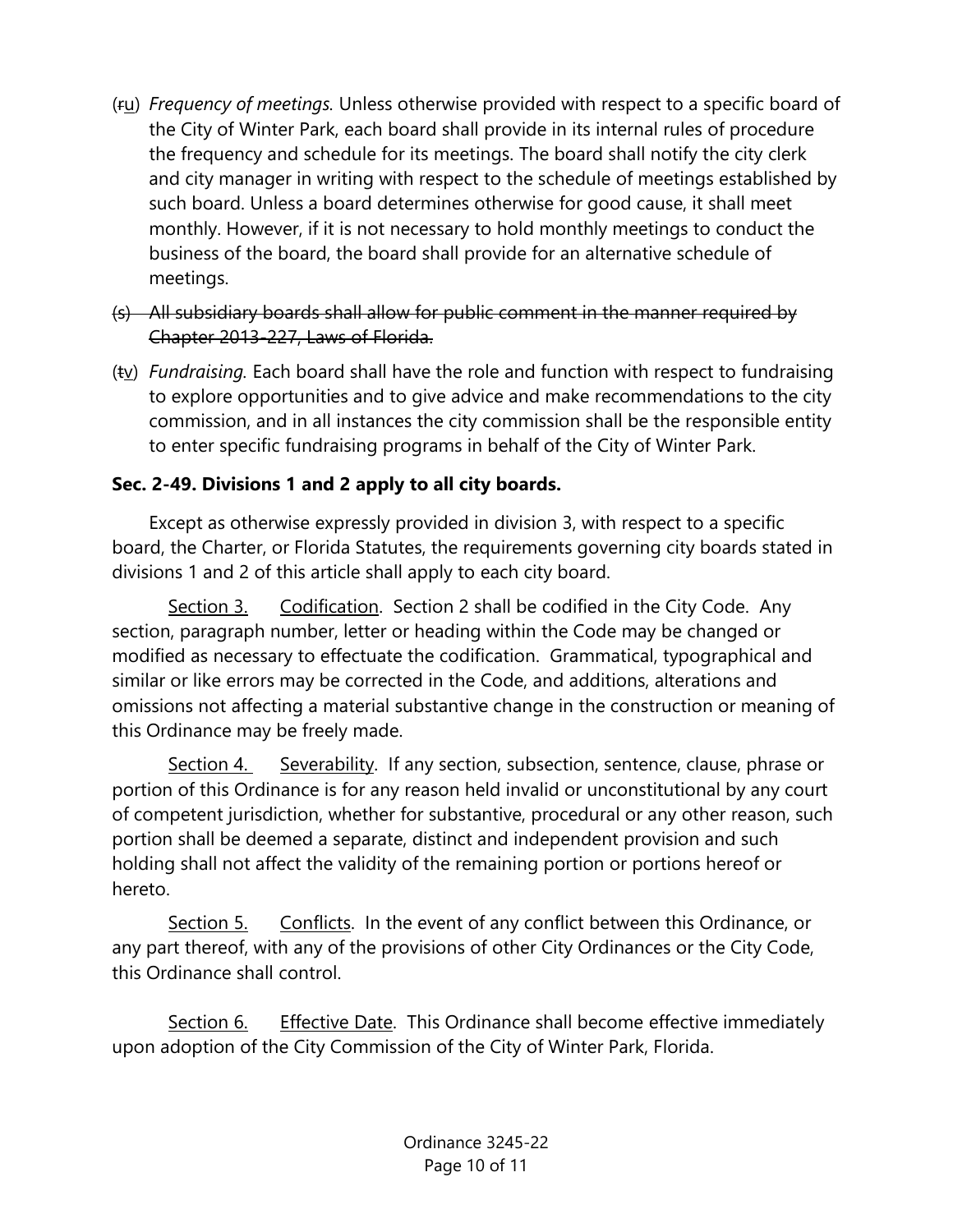(~~r~~u) *Frequency of meetings*. Unless otherwise provided with respect to a specific board of the City of Winter Park, each board shall provide in its internal rules of procedure the frequency and schedule for its meetings. The board shall notify the city clerk and city manager in writing with respect to the schedule of meetings established by such board. Unless a board determines otherwise for good cause, it shall meet monthly. However, if it is not necessary to hold monthly meetings to conduct the business of the board, the board shall provide for an alternative schedule of meetings.

~~(s) All subsidiary boards shall allow for public comment in the manner required by Chapter 2013-227, Laws of Florida.~~

(~~t~~v) *Fundraising*. Each board shall have the role and function with respect to fundraising to explore opportunities and to give advice and make recommendations to the city commission, and in all instances the city commission shall be the responsible entity to enter specific fundraising programs in behalf of the City of Winter Park.

**Sec. 2-49. Divisions 1 and 2 apply to all city boards.**

Except as otherwise expressly provided in division 3, with respect to a specific board, the Charter, or Florida Statutes, the requirements governing city boards stated in divisions 1 and 2 of this article shall apply to each city board.

<u>Section 3.</u> <u>Codification</u>. Section 2 shall be codified in the City Code. Any section, paragraph number, letter or heading within the Code may be changed or modified as necessary to effectuate the codification. Grammatical, typographical and similar or like errors may be corrected in the Code, and additions, alterations and omissions not affecting a material substantive change in the construction or meaning of this Ordinance may be freely made.

<u>Section 4.</u> <u>Severability</u>. If any section, subsection, sentence, clause, phrase or portion of this Ordinance is for any reason held invalid or unconstitutional by any court of competent jurisdiction, whether for substantive, procedural or any other reason, such portion shall be deemed a separate, distinct and independent provision and such holding shall not affect the validity of the remaining portion or portions hereof or hereto.

<u>Section 5.</u> <u>Conflicts</u>. In the event of any conflict between this Ordinance, or any part thereof, with any of the provisions of other City Ordinances or the City Code, this Ordinance shall control.

<u>Section 6.</u> <u>Effective Date</u>. This Ordinance shall become effective immediately upon adoption of the City Commission of the City of Winter Park, Florida.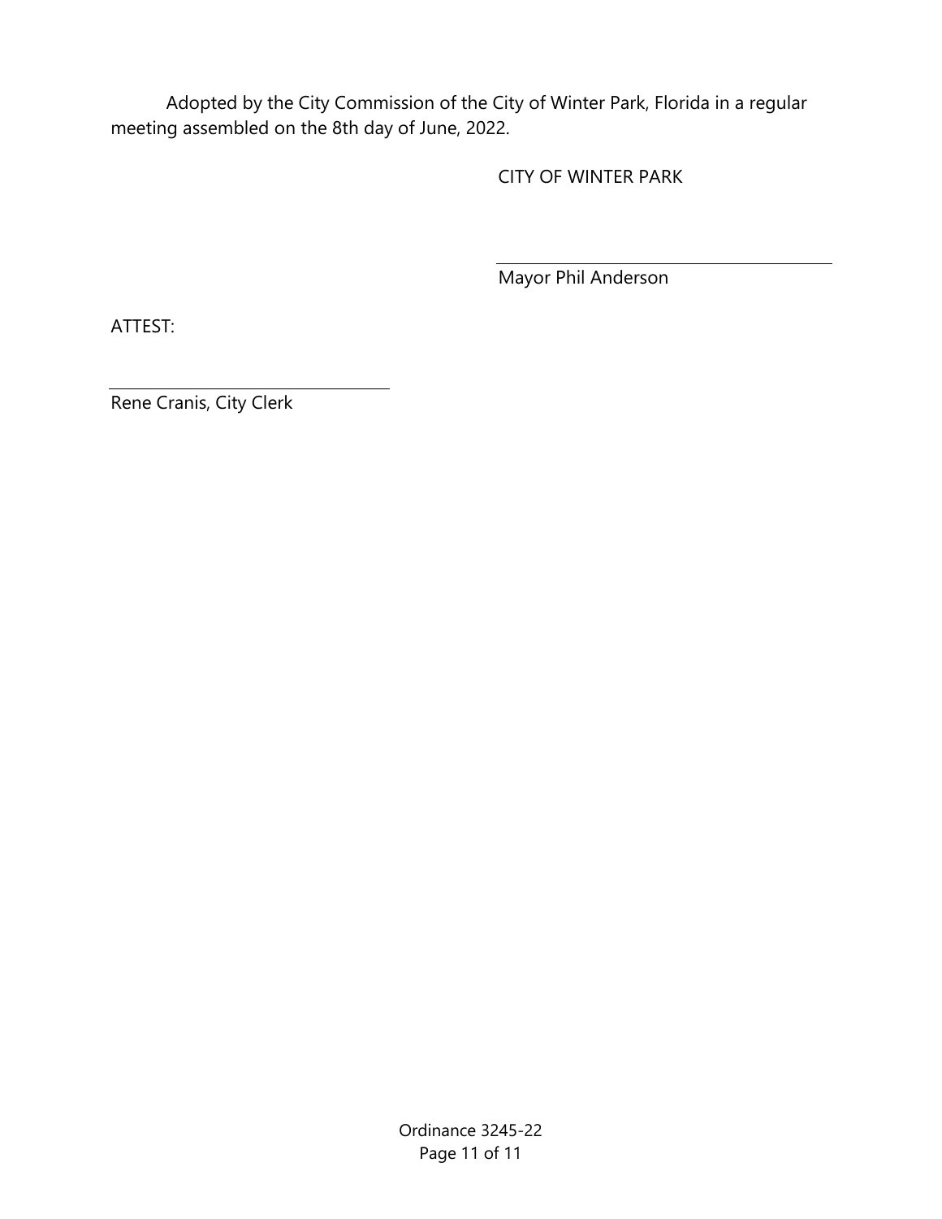Adopted by the City Commission of the City of Winter Park, Florida in a regular meeting assembled on the 8th day of June, 2022.

CITY OF WINTER PARK

\_\_\_\_\_\_\_\_\_\_\_\_\_\_\_\_\_\_\_\_\_\_\_\_\_\_\_\_\_\_\_\_\_\_\_\_

Mayor Phil Anderson

ATTEST:

\_\_\_\_\_\_\_\_\_\_\_\_\_\_\_\_\_\_\_\_\_\_\_\_\_\_\_\_\_\_\_\_\_\_\_\_

Rene Cranis, City Clerk